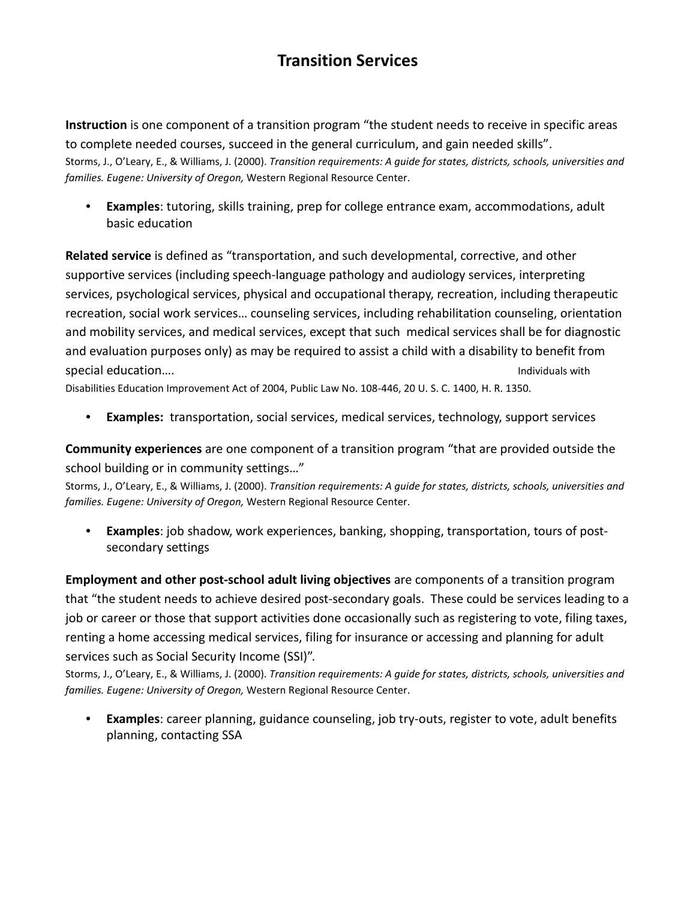# Transition Services

**Instruction** is one component of a transition program "the student needs to receive in specific areas to complete needed courses, succeed in the general curriculum, and gain needed skills".
Storms, J., O'Leary, E., & Williams, J. (2000). *Transition requirements: A guide for states, districts, schools, universities and families. Eugene: University of Oregon,* Western Regional Resource Center.

- **Examples**: tutoring, skills training, prep for college entrance exam, accommodations, adult basic education

**Related service** is defined as "transportation, and such developmental, corrective, and other supportive services (including speech-language pathology and audiology services, interpreting services, psychological services, physical and occupational therapy, recreation, including therapeutic recreation, social work services… counseling services, including rehabilitation counseling, orientation and mobility services, and medical services, except that such medical services shall be for diagnostic and evaluation purposes only) as may be required to assist a child with a disability to benefit from special education…. Individuals with Disabilities Education Improvement Act of 2004, Public Law No. 108-446, 20 U. S. C. 1400, H. R. 1350.

- **Examples:** transportation, social services, medical services, technology, support services

**Community experiences** are one component of a transition program "that are provided outside the school building or in community settings…"
Storms, J., O'Leary, E., & Williams, J. (2000). *Transition requirements: A guide for states, districts, schools, universities and families. Eugene: University of Oregon,* Western Regional Resource Center.

- **Examples**: job shadow, work experiences, banking, shopping, transportation, tours of post-secondary settings

**Employment and other post-school adult living objectives** are components of a transition program that "the student needs to achieve desired post-secondary goals. These could be services leading to a job or career or those that support activities done occasionally such as registering to vote, filing taxes, renting a home accessing medical services, filing for insurance or accessing and planning for adult services such as Social Security Income (SSI)".
Storms, J., O'Leary, E., & Williams, J. (2000). *Transition requirements: A guide for states, districts, schools, universities and families. Eugene: University of Oregon,* Western Regional Resource Center.

- **Examples**: career planning, guidance counseling, job try-outs, register to vote, adult benefits planning, contacting SSA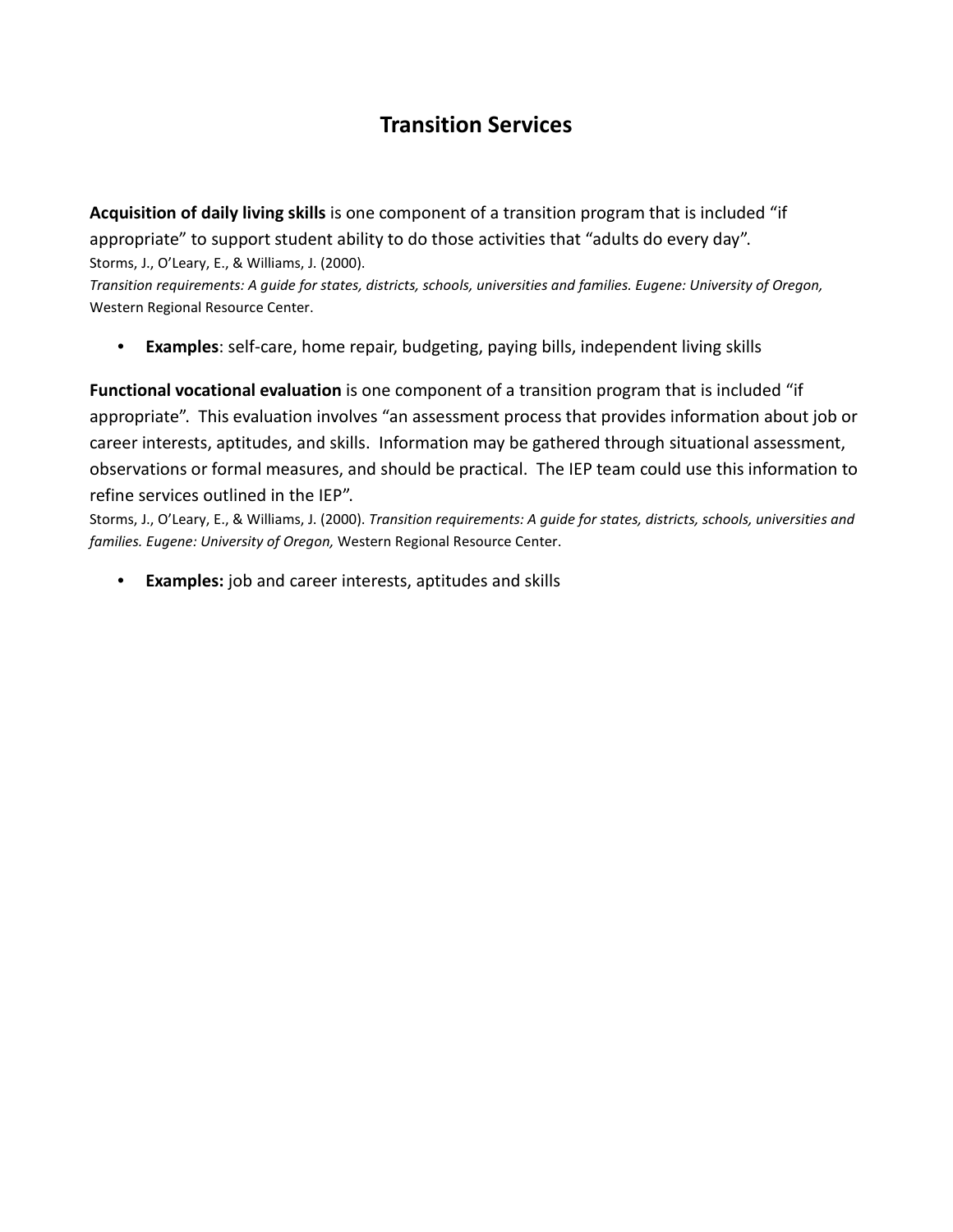# Transition Services

**Acquisition of daily living skills** is one component of a transition program that is included "if appropriate" to support student ability to do those activities that "adults do every day".
Storms, J., O'Leary, E., & Williams, J. (2000).
*Transition requirements: A guide for states, districts, schools, universities and families. Eugene: University of Oregon,* Western Regional Resource Center.

- **Examples**: self-care, home repair, budgeting, paying bills, independent living skills

**Functional vocational evaluation** is one component of a transition program that is included "if appropriate". This evaluation involves "an assessment process that provides information about job or career interests, aptitudes, and skills. Information may be gathered through situational assessment, observations or formal measures, and should be practical. The IEP team could use this information to refine services outlined in the IEP".
Storms, J., O'Leary, E., & Williams, J. (2000). *Transition requirements: A guide for states, districts, schools, universities and families. Eugene: University of Oregon,* Western Regional Resource Center.

- **Examples:** job and career interests, aptitudes and skills